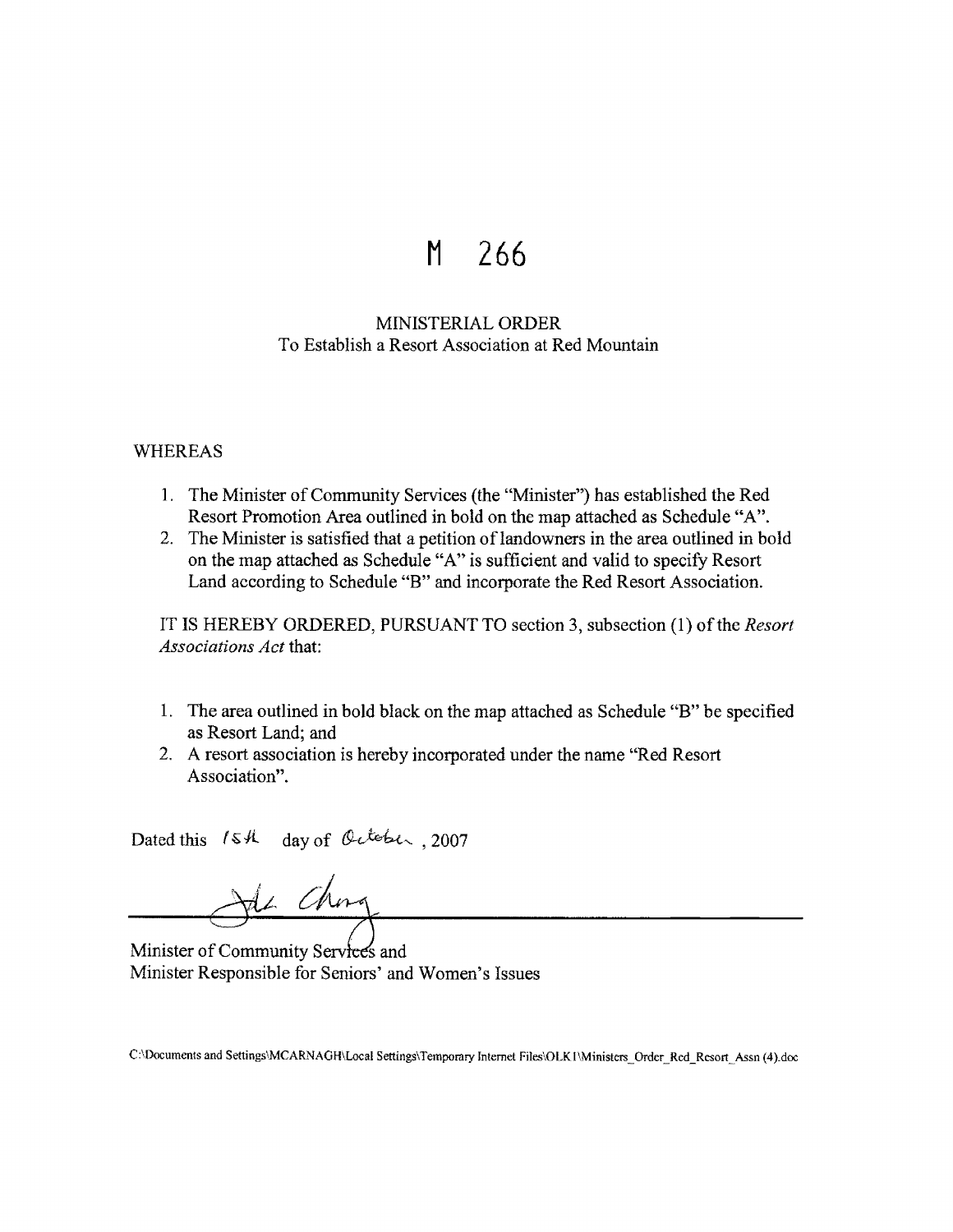# M 266

## MINISTERIAL ORDER
To Establish a Resort Association at Red Mountain

WHEREAS

1. The Minister of Community Services (the "Minister") has established the Red Resort Promotion Area outlined in bold on the map attached as Schedule "A".
2. The Minister is satisfied that a petition of landowners in the area outlined in bold on the map attached as Schedule "A" is sufficient and valid to specify Resort Land according to Schedule "B" and incorporate the Red Resort Association.

IT IS HEREBY ORDERED, PURSUANT TO section 3, subsection (1) of the *Resort Associations Act* that:

1. The area outlined in bold black on the map attached as Schedule "B" be specified as Resort Land; and
2. A resort association is hereby incorporated under the name "Red Resort Association".

Dated this 15th day of October, 2007

Minister of Community Services and
Minister Responsible for Seniors' and Women's Issues

C:\Documents and Settings\MCARNAGH\Local Settings\Temporary Internet Files\OLK1\Ministers_Order_Red_Resort_Assn (4).doc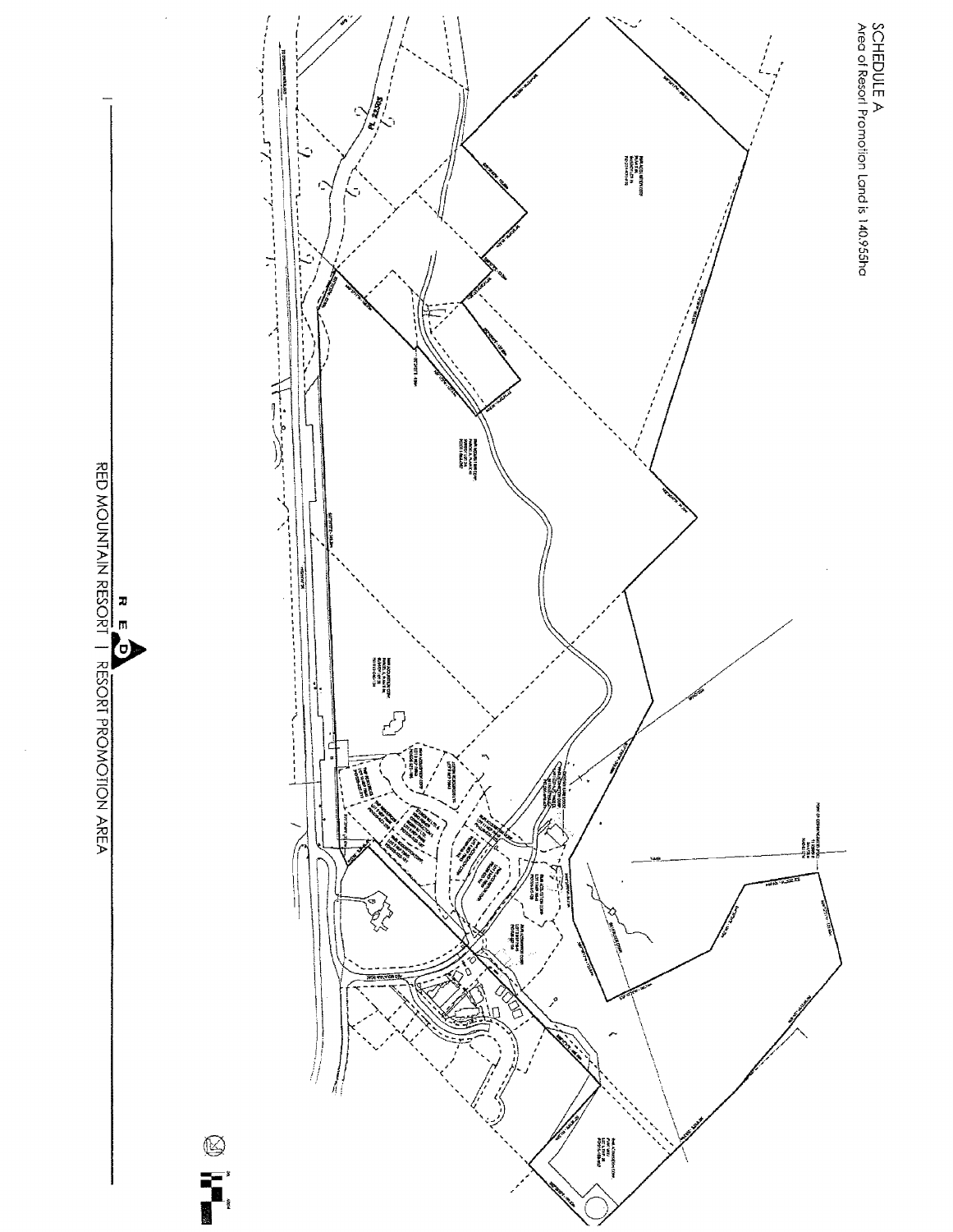SCHEDULE A

Area of Resort Promotion Land is 140.955ha

RED MOUNTAIN RESORT | RESORT PROMOTION AREA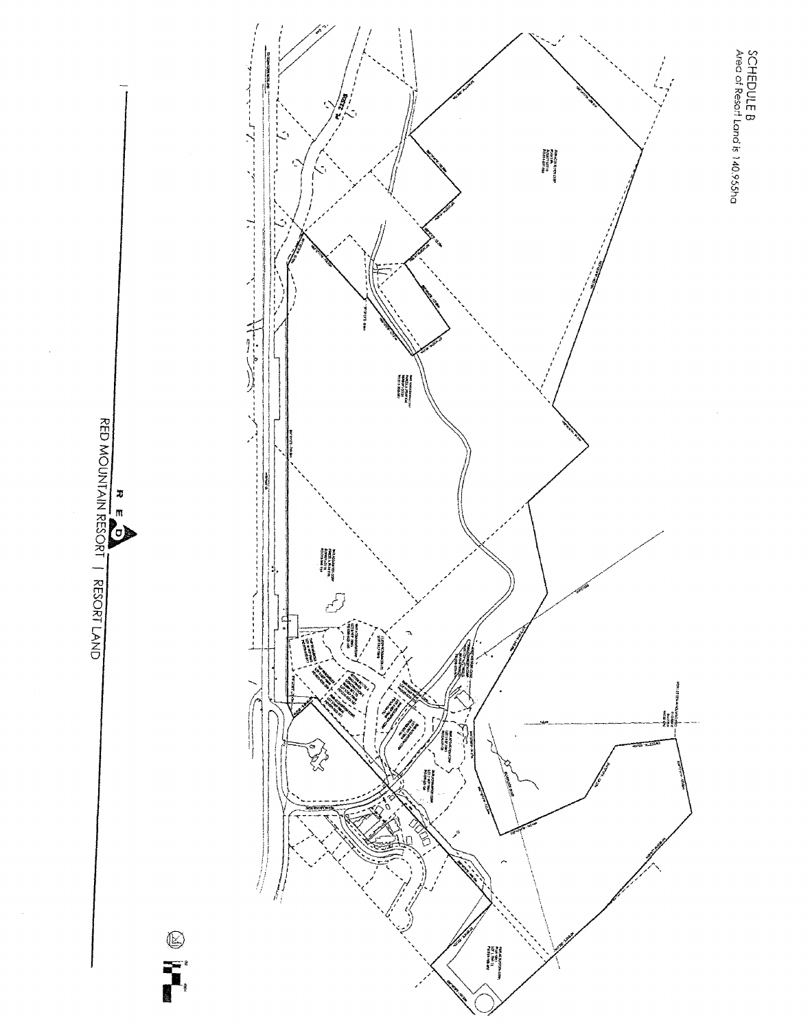# SCHEDULE B

Area of Resort Land is 140.955ha

RED MOUNTAIN RESORT | RESORT LAND